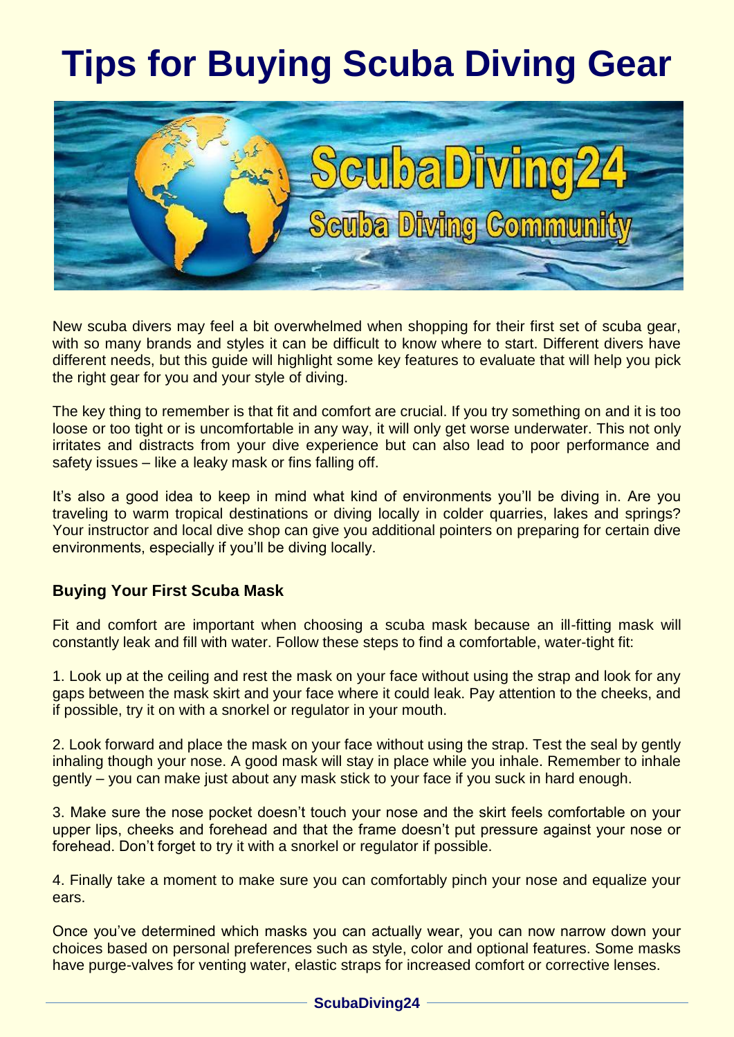# Tips for Buying Scuba Diving Gear

New scuba divers may feel a bit overwhelmed when shopping for their first set of scuba gear, with so many brands and styles it can be difficult to know where to start. Different divers have different needs, but this guide will highlight some key features to evaluate that will help you pick the right gear for you and your style of diving.

The key thing to remember is that fit and comfort are crucial. If you try something on and it is too loose or too tight or is uncomfortable in any way, it will only get worse underwater. This not only irritates and distracts from your dive experience but can also lead to poor performance and safety issues – like a leaky mask or fins falling off.

It's also a good idea to keep in mind what kind of environments you'll be diving in. Are you traveling to warm tropical destinations or diving locally in colder quarries, lakes and springs? Your instructor and local dive shop can give you additional pointers on preparing for certain dive environments, especially if you'll be diving locally.

### Buying Your First Scuba Mask

Fit and comfort are important when choosing a scuba mask because an ill-fitting mask will constantly leak and fill with water. Follow these steps to find a comfortable, water-tight fit:

1. Look up at the ceiling and rest the mask on your face without using the strap and look for any gaps between the mask skirt and your face where it could leak. Pay attention to the cheeks, and if possible, try it on with a snorkel or regulator in your mouth.

2. Look forward and place the mask on your face without using the strap. Test the seal by gently inhaling though your nose. A good mask will stay in place while you inhale. Remember to inhale gently – you can make just about any mask stick to your face if you suck in hard enough.

3. Make sure the nose pocket doesn't touch your nose and the skirt feels comfortable on your upper lips, cheeks and forehead and that the frame doesn't put pressure against your nose or forehead. Don't forget to try it with a snorkel or regulator if possible.

4. Finally take a moment to make sure you can comfortably pinch your nose and equalize your ears.

Once you've determined which masks you can actually wear, you can now narrow down your choices based on personal preferences such as style, color and optional features. Some masks have purge-valves for venting water, elastic straps for increased comfort or corrective lenses.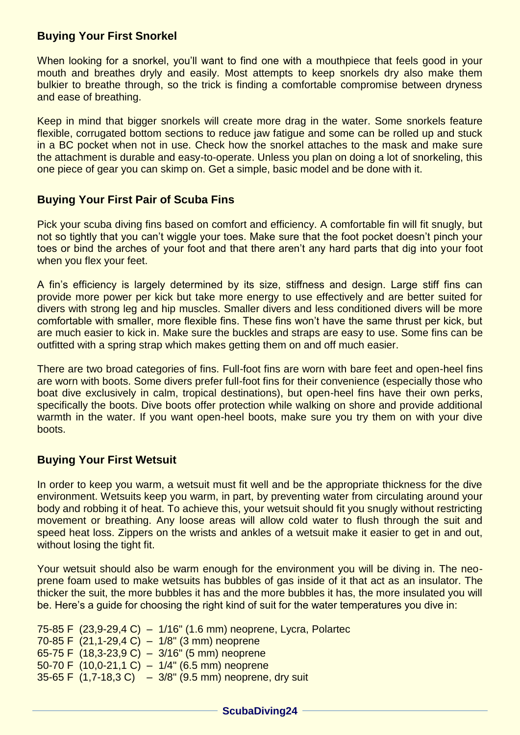## Buying Your First Snorkel

When looking for a snorkel, you'll want to find one with a mouthpiece that feels good in your mouth and breathes dryly and easily. Most attempts to keep snorkels dry also make them bulkier to breathe through, so the trick is finding a comfortable compromise between dryness and ease of breathing.

Keep in mind that bigger snorkels will create more drag in the water. Some snorkels feature flexible, corrugated bottom sections to reduce jaw fatigue and some can be rolled up and stuck in a BC pocket when not in use. Check how the snorkel attaches to the mask and make sure the attachment is durable and easy-to-operate. Unless you plan on doing a lot of snorkeling, this one piece of gear you can skimp on. Get a simple, basic model and be done with it.

## Buying Your First Pair of Scuba Fins

Pick your scuba diving fins based on comfort and efficiency. A comfortable fin will fit snugly, but not so tightly that you can't wiggle your toes. Make sure that the foot pocket doesn't pinch your toes or bind the arches of your foot and that there aren't any hard parts that dig into your foot when you flex your feet.

A fin's efficiency is largely determined by its size, stiffness and design. Large stiff fins can provide more power per kick but take more energy to use effectively and are better suited for divers with strong leg and hip muscles. Smaller divers and less conditioned divers will be more comfortable with smaller, more flexible fins. These fins won't have the same thrust per kick, but are much easier to kick in. Make sure the buckles and straps are easy to use. Some fins can be outfitted with a spring strap which makes getting them on and off much easier.

There are two broad categories of fins. Full-foot fins are worn with bare feet and open-heel fins are worn with boots. Some divers prefer full-foot fins for their convenience (especially those who boat dive exclusively in calm, tropical destinations), but open-heel fins have their own perks, specifically the boots. Dive boots offer protection while walking on shore and provide additional warmth in the water. If you want open-heel boots, make sure you try them on with your dive boots.

## Buying Your First Wetsuit

In order to keep you warm, a wetsuit must fit well and be the appropriate thickness for the dive environment. Wetsuits keep you warm, in part, by preventing water from circulating around your body and robbing it of heat. To achieve this, your wetsuit should fit you snugly without restricting movement or breathing. Any loose areas will allow cold water to flush through the suit and speed heat loss. Zippers on the wrists and ankles of a wetsuit make it easier to get in and out, without losing the tight fit.

Your wetsuit should also be warm enough for the environment you will be diving in. The neoprene foam used to make wetsuits has bubbles of gas inside of it that act as an insulator. The thicker the suit, the more bubbles it has and the more bubbles it has, the more insulated you will be. Here's a guide for choosing the right kind of suit for the water temperatures you dive in:

75-85 F (23,9-29,4 C) – 1/16" (1.6 mm) neoprene, Lycra, Polartec
70-85 F (21,1-29,4 C) – 1/8" (3 mm) neoprene
65-75 F (18,3-23,9 C) – 3/16" (5 mm) neoprene
50-70 F (10,0-21,1 C) – 1/4" (6.5 mm) neoprene
35-65 F (1,7-18,3 C) – 3/8" (9.5 mm) neoprene, dry suit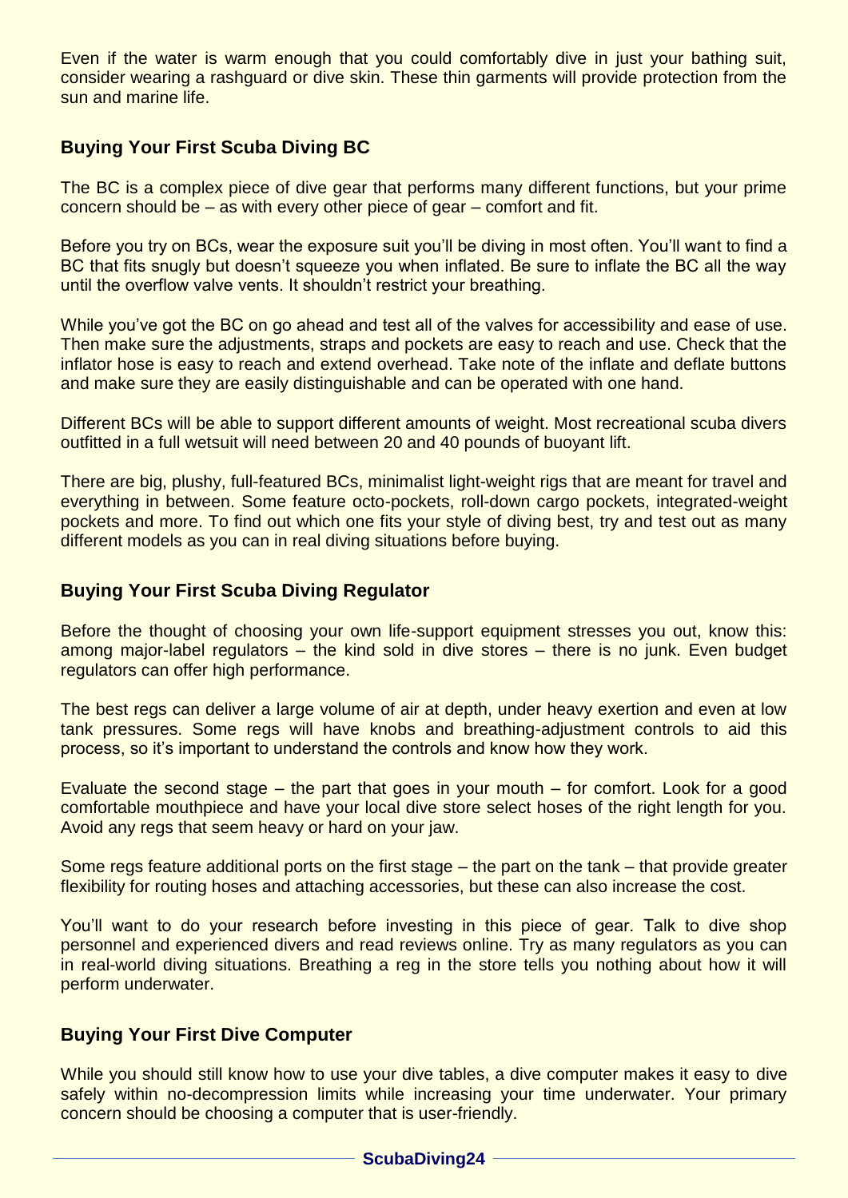Even if the water is warm enough that you could comfortably dive in just your bathing suit, consider wearing a rashguard or dive skin. These thin garments will provide protection from the sun and marine life.

## Buying Your First Scuba Diving BC

The BC is a complex piece of dive gear that performs many different functions, but your prime concern should be – as with every other piece of gear – comfort and fit.

Before you try on BCs, wear the exposure suit you'll be diving in most often. You'll want to find a BC that fits snugly but doesn't squeeze you when inflated. Be sure to inflate the BC all the way until the overflow valve vents. It shouldn't restrict your breathing.

While you've got the BC on go ahead and test all of the valves for accessibility and ease of use. Then make sure the adjustments, straps and pockets are easy to reach and use. Check that the inflator hose is easy to reach and extend overhead. Take note of the inflate and deflate buttons and make sure they are easily distinguishable and can be operated with one hand.

Different BCs will be able to support different amounts of weight. Most recreational scuba divers outfitted in a full wetsuit will need between 20 and 40 pounds of buoyant lift.

There are big, plushy, full-featured BCs, minimalist light-weight rigs that are meant for travel and everything in between. Some feature octo-pockets, roll-down cargo pockets, integrated-weight pockets and more. To find out which one fits your style of diving best, try and test out as many different models as you can in real diving situations before buying.

## Buying Your First Scuba Diving Regulator

Before the thought of choosing your own life-support equipment stresses you out, know this: among major-label regulators – the kind sold in dive stores – there is no junk. Even budget regulators can offer high performance.

The best regs can deliver a large volume of air at depth, under heavy exertion and even at low tank pressures. Some regs will have knobs and breathing-adjustment controls to aid this process, so it's important to understand the controls and know how they work.

Evaluate the second stage – the part that goes in your mouth – for comfort. Look for a good comfortable mouthpiece and have your local dive store select hoses of the right length for you. Avoid any regs that seem heavy or hard on your jaw.

Some regs feature additional ports on the first stage – the part on the tank – that provide greater flexibility for routing hoses and attaching accessories, but these can also increase the cost.

You'll want to do your research before investing in this piece of gear. Talk to dive shop personnel and experienced divers and read reviews online. Try as many regulators as you can in real-world diving situations. Breathing a reg in the store tells you nothing about how it will perform underwater.

## Buying Your First Dive Computer

While you should still know how to use your dive tables, a dive computer makes it easy to dive safely within no-decompression limits while increasing your time underwater. Your primary concern should be choosing a computer that is user-friendly.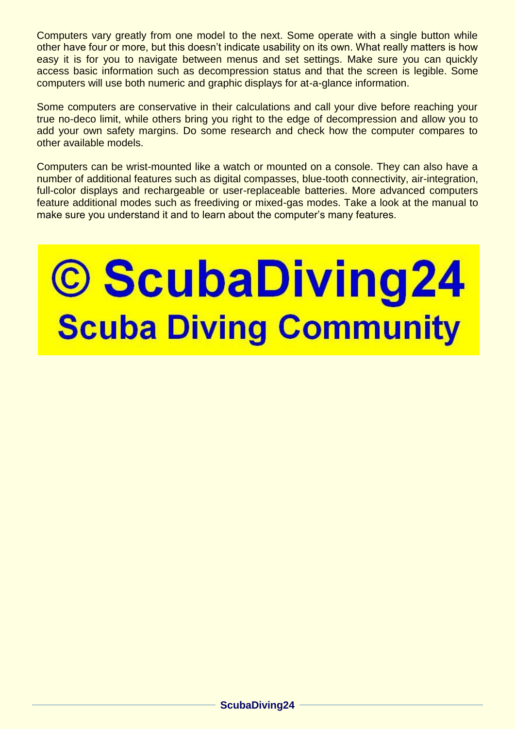Computers vary greatly from one model to the next. Some operate with a single button while other have four or more, but this doesn't indicate usability on its own. What really matters is how easy it is for you to navigate between menus and set settings. Make sure you can quickly access basic information such as decompression status and that the screen is legible. Some computers will use both numeric and graphic displays for at-a-glance information.

Some computers are conservative in their calculations and call your dive before reaching your true no-deco limit, while others bring you right to the edge of decompression and allow you to add your own safety margins. Do some research and check how the computer compares to other available models.

Computers can be wrist-mounted like a watch or mounted on a console. They can also have a number of additional features such as digital compasses, blue-tooth connectivity, air-integration, full-color displays and rechargeable or user-replaceable batteries. More advanced computers feature additional modes such as freediving or mixed-gas modes. Take a look at the manual to make sure you understand it and to learn about the computer's many features.

# © ScubaDiving24
## Scuba Diving Community